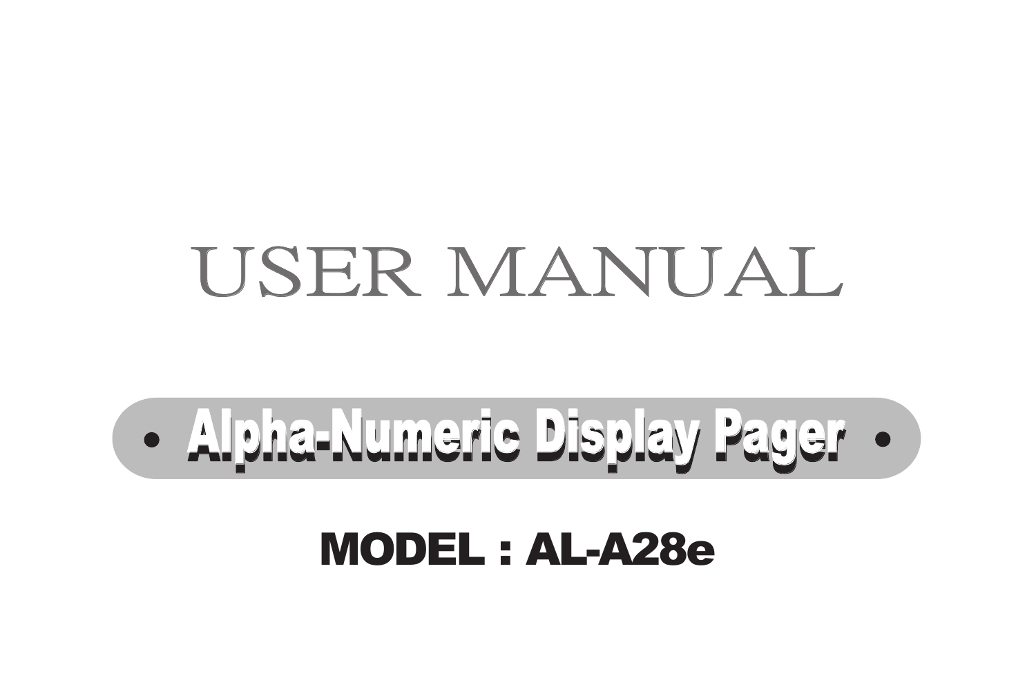# USER MANUAL

## • Alpha-Numeric Display Pager •

**MODEL : AL-A28e**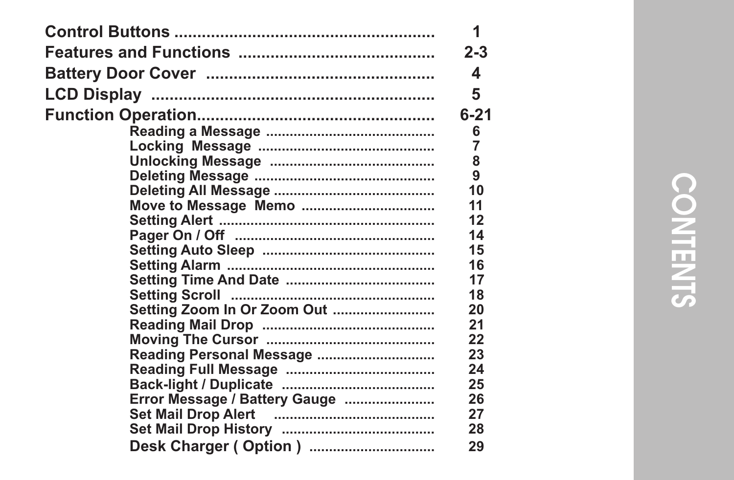# CONTENTS

| | |
|---|---|
| **Control Buttons** | **1** |
| **Features and Functions** | **2-3** |
| **Battery Door Cover** | **4** |
| **LCD Display** | **5** |
| **Function Operation** | **6-21** |
| Reading a Message | 6 |
| Locking Message | 7 |
| Unlocking Message | 8 |
| Deleting Message | 9 |
| Deleting All Message | 10 |
| Move to Message Memo | 11 |
| Setting Alert | 12 |
| Pager On / Off | 14 |
| Setting Auto Sleep | 15 |
| Setting Alarm | 16 |
| Setting Time And Date | 17 |
| Setting Scroll | 18 |
| Setting Zoom In Or Zoom Out | 20 |
| Reading Mail Drop | 21 |
| Moving The Cursor | 22 |
| Reading Personal Message | 23 |
| Reading Full Message | 24 |
| Back-light / Duplicate | 25 |
| Error Message / Battery Gauge | 26 |
| Set Mail Drop Alert | 27 |
| Set Mail Drop History | 28 |
| Desk Charger ( Option ) | 29 |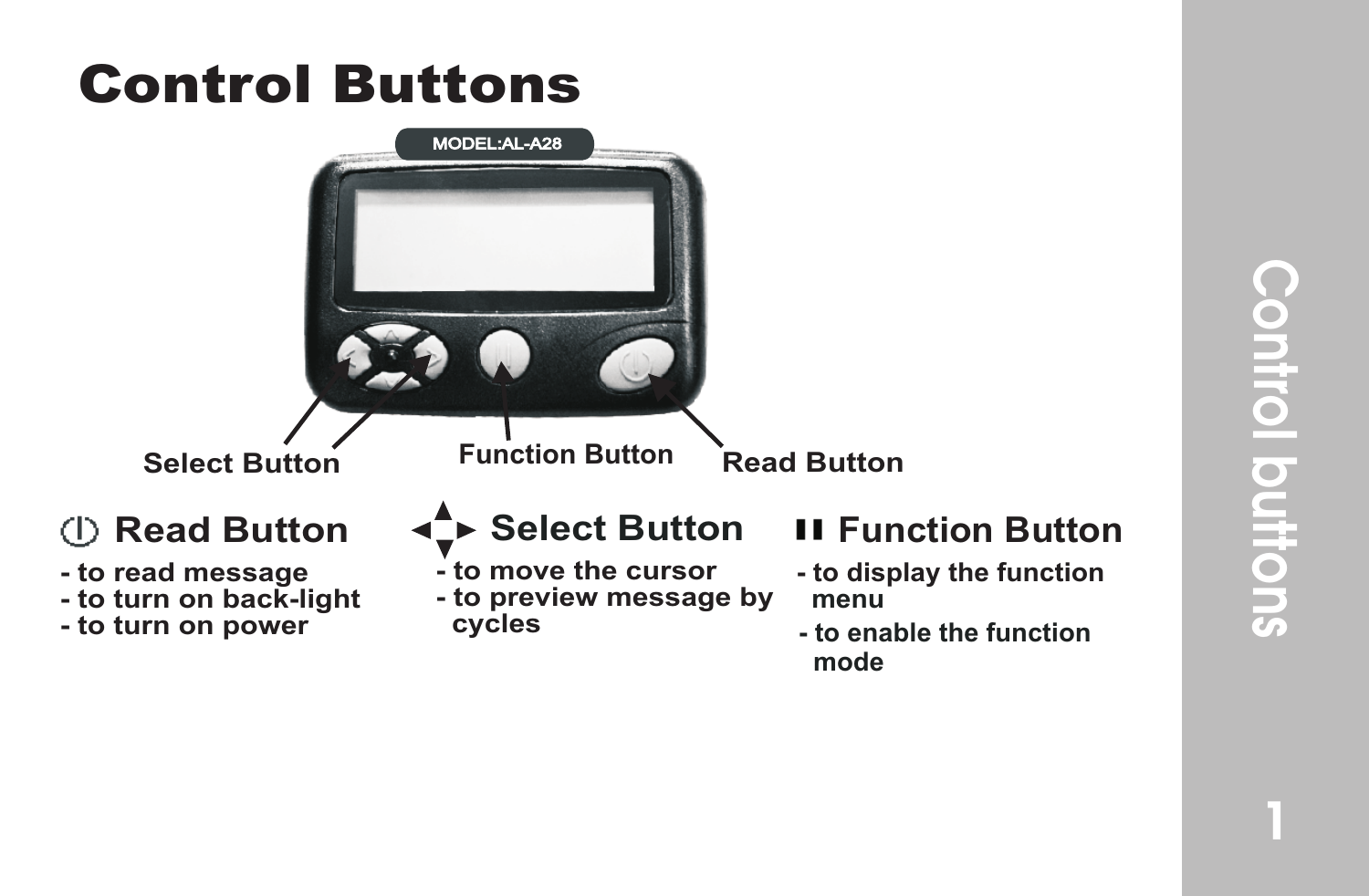# Control Buttons

MODEL:AL-A28

Select Button Function Button Read Button

## Read Button

- to read message
- to turn on back-light
- to turn on power

## Select Button

- to move the cursor
- to preview message by cycles

## Function Button

- to display the function menu
- to enable the function mode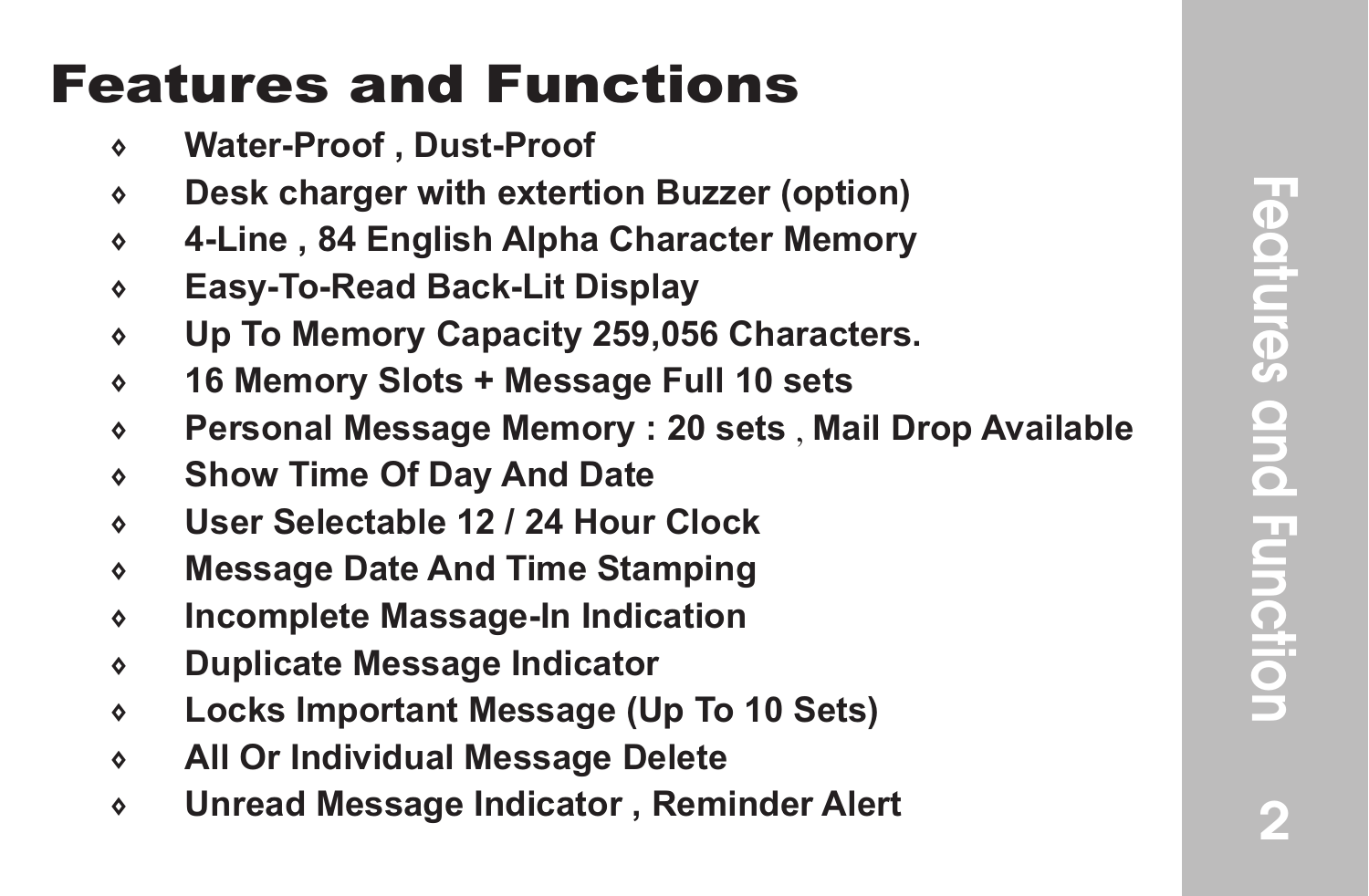# Features and Functions

- **Water-Proof , Dust-Proof**
- **Desk charger with extertion Buzzer (option)**
- **4-Line , 84 English Alpha Character Memory**
- **Easy-To-Read Back-Lit Display**
- **Up To Memory Capacity 259,056 Characters.**
- **16 Memory Slots + Message Full 10 sets**
- **Personal Message Memory : 20 sets , Mail Drop Available**
- **Show Time Of Day And Date**
- **User Selectable 12 / 24 Hour Clock**
- **Message Date And Time Stamping**
- **Incomplete Massage-In Indication**
- **Duplicate Message Indicator**
- **Locks Important Message (Up To 10 Sets)**
- **All Or Individual Message Delete**
- **Unread Message Indicator , Reminder Alert**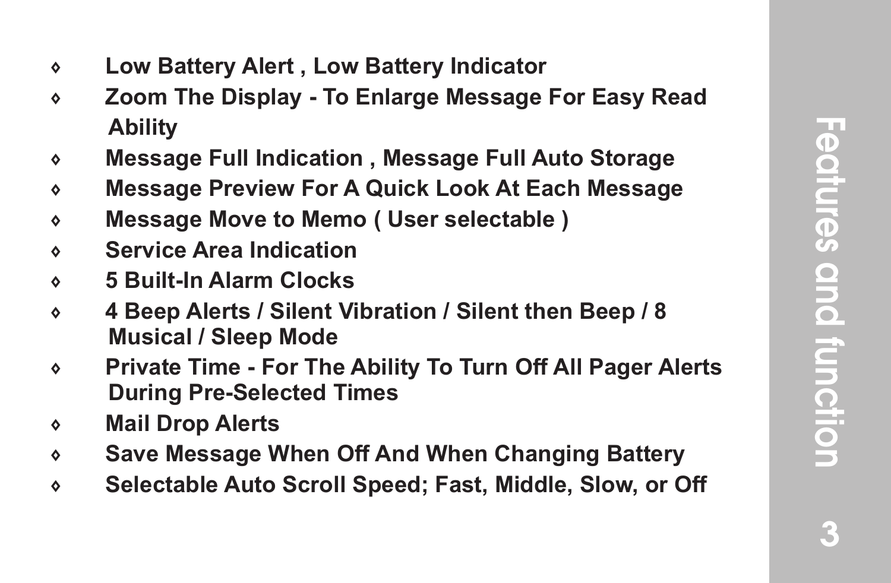- **Low Battery Alert , Low Battery Indicator**
- **Zoom The Display - To Enlarge Message For Easy Read Ability**
- **Message Full Indication , Message Full Auto Storage**
- **Message Preview For A Quick Look At Each Message**
- **Message Move to Memo ( User selectable )**
- **Service Area Indication**
- **5 Built-In Alarm Clocks**
- **4 Beep Alerts / Silent Vibration / Silent then Beep / 8 Musical / Sleep Mode**
- **Private Time - For The Ability To Turn Off All Pager Alerts During Pre-Selected Times**
- **Mail Drop Alerts**
- **Save Message When Off And When Changing Battery**
- **Selectable Auto Scroll Speed; Fast, Middle, Slow, or Off**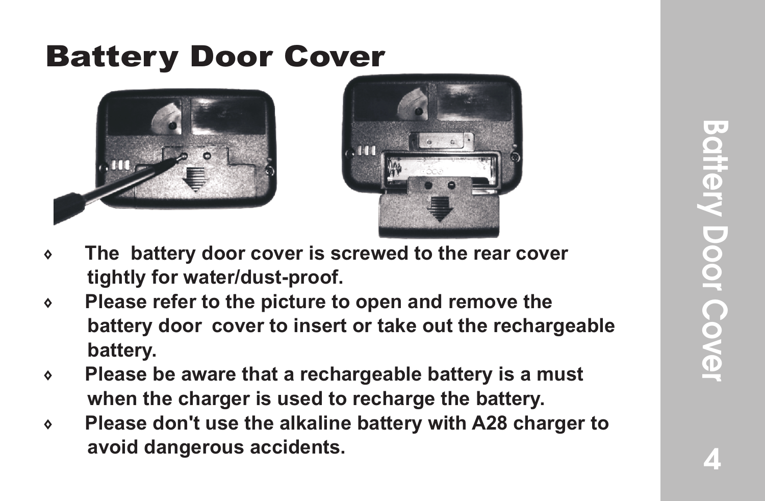# Battery Door Cover

- **The battery door cover is screwed to the rear cover tightly for water/dust-proof.**
- **Please refer to the picture to open and remove the battery door cover to insert or take out the rechargeable battery.**
- **Please be aware that a rechargeable battery is a must when the charger is used to recharge the battery.**
- **Please don't use the alkaline battery with A28 charger to avoid dangerous accidents.**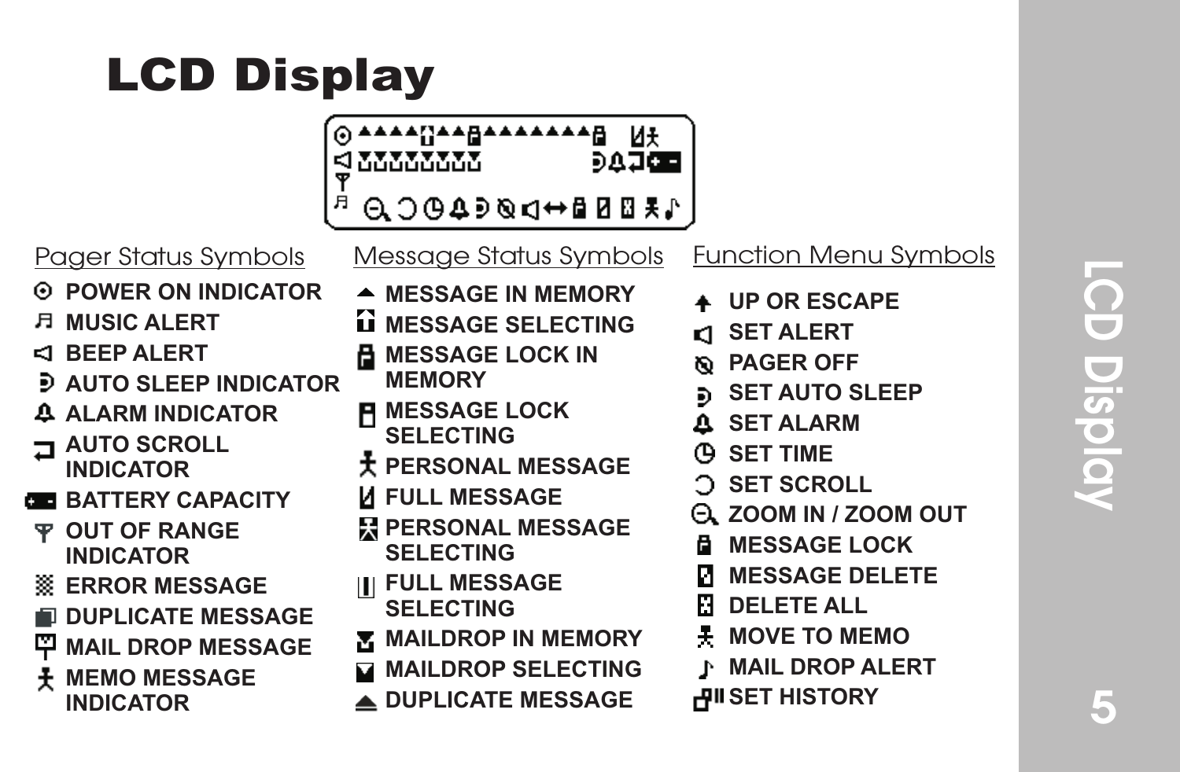# LCD Display

## Pager Status Symbols

- POWER ON INDICATOR
- MUSIC ALERT
- BEEP ALERT
- AUTO SLEEP INDICATOR
- ALARM INDICATOR
- AUTO SCROLL INDICATOR
- BATTERY CAPACITY
- OUT OF RANGE INDICATOR
- ERROR MESSAGE
- DUPLICATE MESSAGE
- MAIL DROP MESSAGE
- MEMO MESSAGE INDICATOR

## Message Status Symbols

- MESSAGE IN MEMORY
- MESSAGE SELECTING
- MESSAGE LOCK IN MEMORY
- MESSAGE LOCK SELECTING
- PERSONAL MESSAGE
- FULL MESSAGE
- PERSONAL MESSAGE SELECTING
- FULL MESSAGE SELECTING
- MAILDROP IN MEMORY
- MAILDROP SELECTING
- DUPLICATE MESSAGE

## Function Menu Symbols

- UP OR ESCAPE
- SET ALERT
- PAGER OFF
- SET AUTO SLEEP
- SET ALARM
- SET TIME
- SET SCROLL
- ZOOM IN / ZOOM OUT
- MESSAGE LOCK
- MESSAGE DELETE
- DELETE ALL
- MOVE TO MEMO
- MAIL DROP ALERT
- SET HISTORY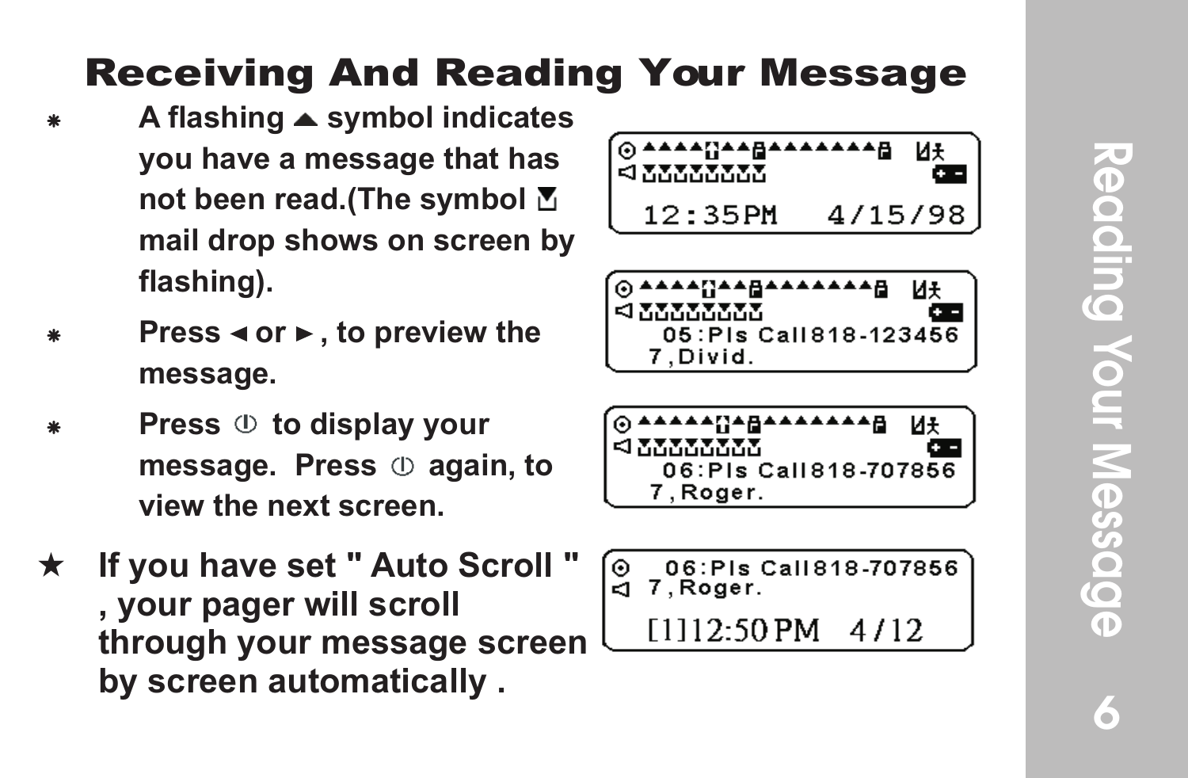# Receiving And Reading Your Message

- A flashing ▲ symbol indicates you have a message that has not been read.(The symbol mail drop shows on screen by flashing).
- Press ◄ or ►, to preview the message.
- Press ⏀ to display your message. Press ⏀ again, to view the next screen.

★ **If you have set " Auto Scroll " , your pager will scroll through your message screen by screen automatically .**

```
12:35PM   4/15/98
```

```
05:Pls Call818-123456
7,Divid.
```

```
06:Pls Call818-707856
7,Roger.
```

```
06:Pls Call818-707856
7,Roger.
[1]12:50PM   4/12
```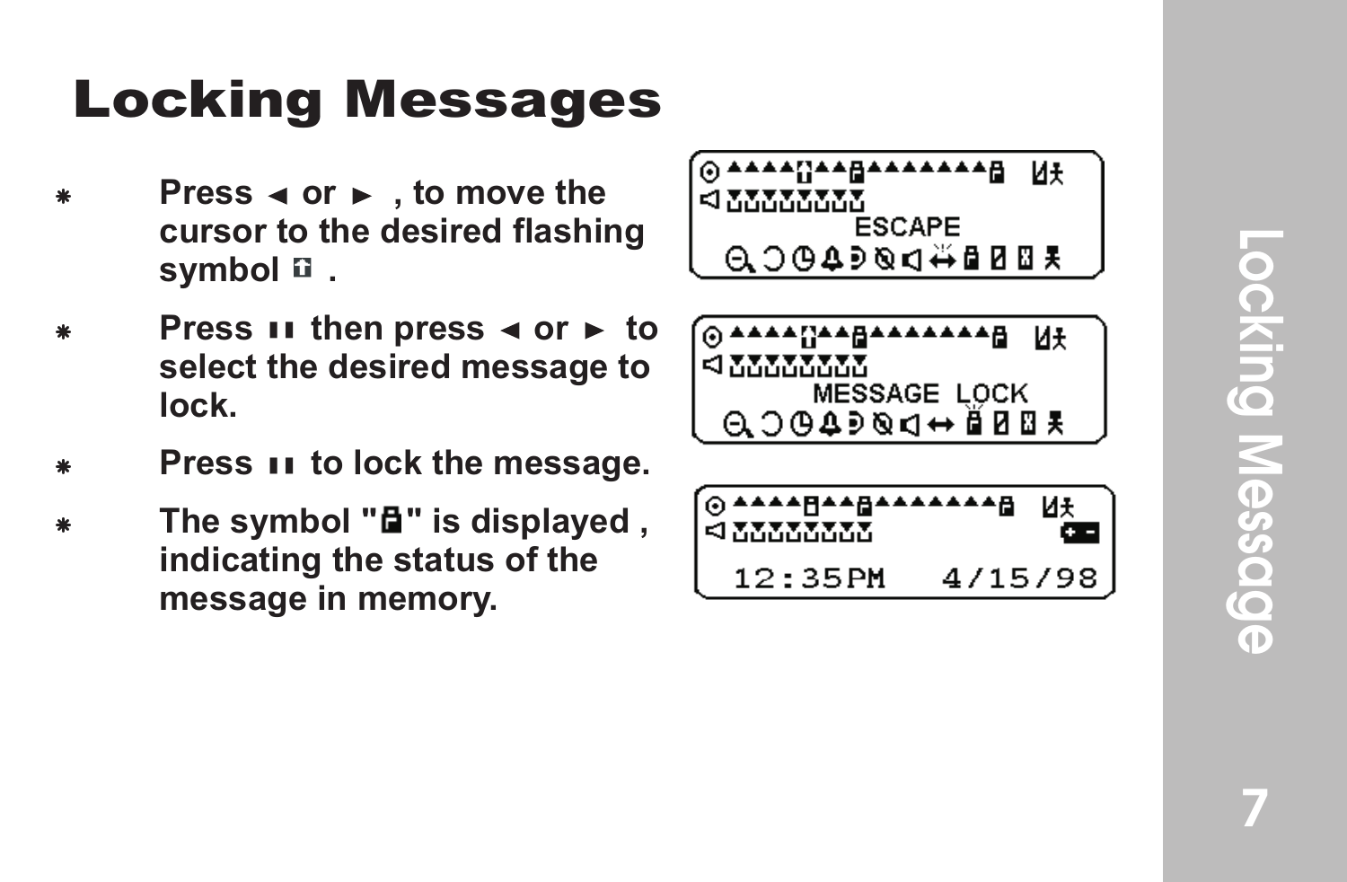# Locking Messages

- Press ◄ or ► , to move the cursor to the desired flashing symbol .
- Press ▮▮ then press ◄ or ► to select the desired message to lock.
- Press ▮▮ to lock the message.
- The symbol "" is displayed , indicating the status of the message in memory.

ESCAPE

MESSAGE LOCK

12:35PM 4/15/98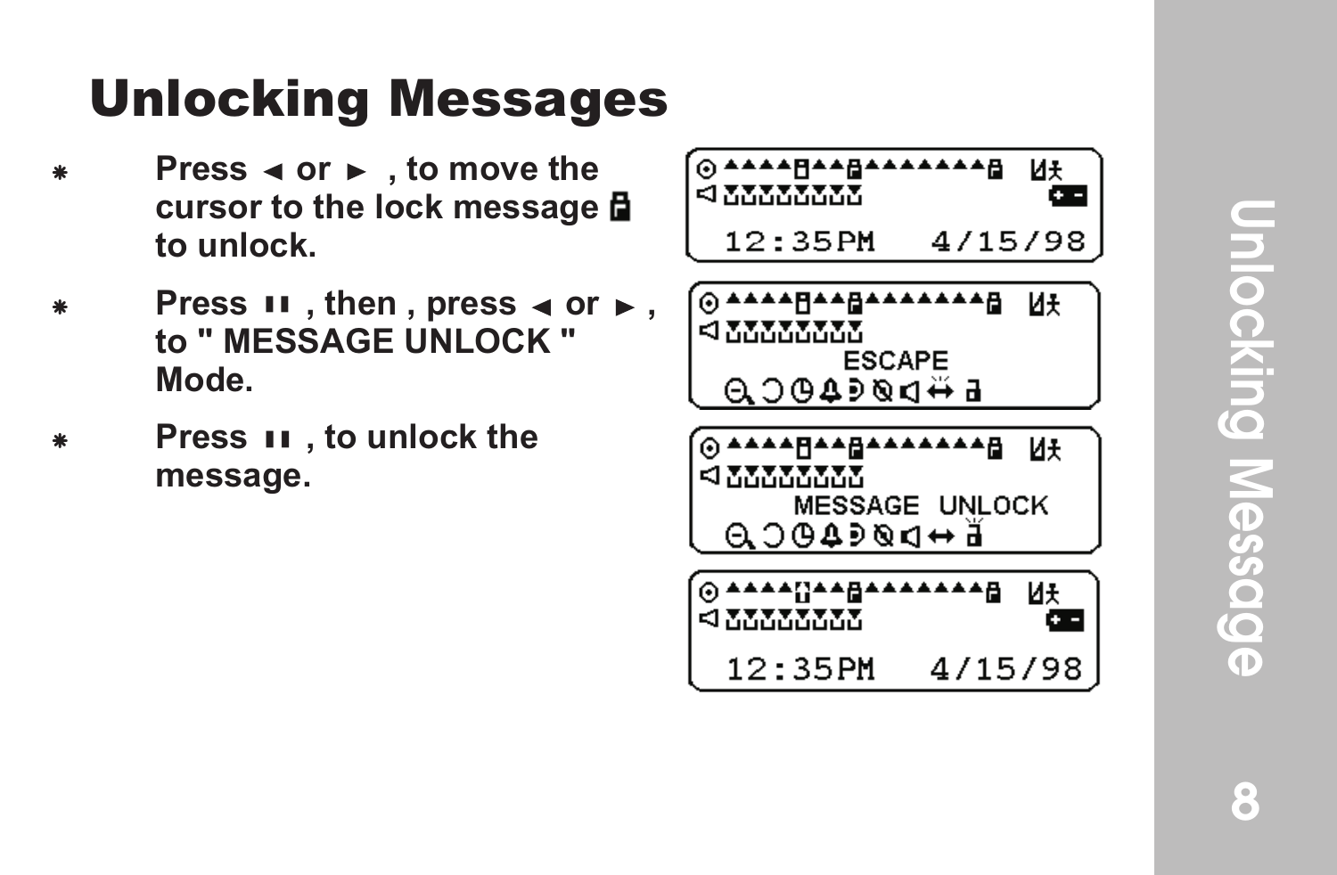# Unlocking Messages

* Press ◄ or ► , to move the cursor to the lock message 🔒 to unlock.
* Press ▮▮ , then , press ◄ or ► , to " MESSAGE UNLOCK " Mode.
* Press ▮▮ , to unlock the message.

12:35PM 4/15/98

ESCAPE

MESSAGE UNLOCK

12:35PM 4/15/98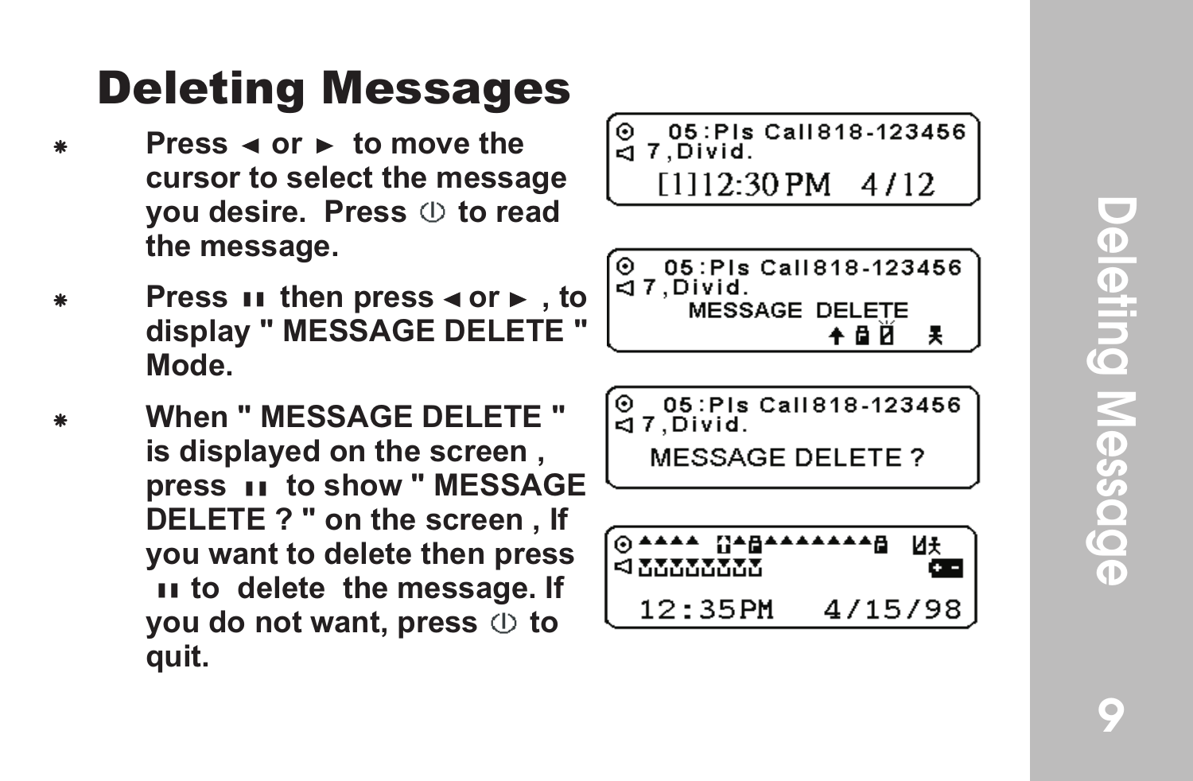# Deleting Messages

- Press ◄ or ► to move the cursor to select the message you desire. Press ⏻ to read the message.
- Press ▮▮ then press ◄ or ► , to display " MESSAGE DELETE " Mode.
- When " MESSAGE DELETE " is displayed on the screen , press ▮▮ to show " MESSAGE DELETE ? " on the screen , If you want to delete then press ▮▮ to delete the message. If you do not want, press ⏻ to quit.

```
05:Pls Call818-123456
7,Divid.
[1]12:30PM   4/12
```

```
05:Pls Call818-123456
7,Divid.
MESSAGE DELETE
```

```
05:Pls Call818-123456
7,Divid.
MESSAGE DELETE ?
```

```
12:35PM   4/15/98
```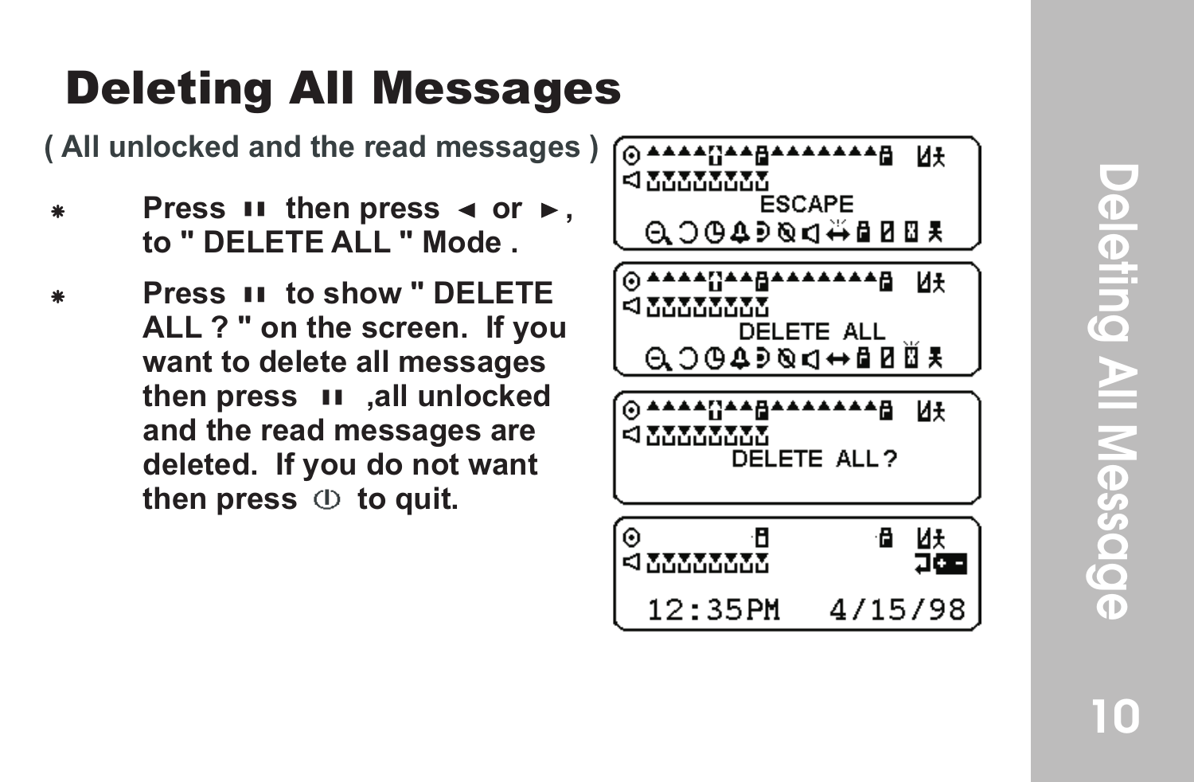# Deleting All Messages

**( All unlocked and the read messages )**

- **Press ▮▮ then press ◄ or ►, to " DELETE ALL " Mode .**
- **Press ▮▮ to show " DELETE ALL ? " on the screen. If you want to delete all messages then press ▮▮ ,all unlocked and the read messages are deleted. If you do not want then press ⏀ to quit.**

ESCAPE

DELETE ALL

DELETE ALL ?

12:35PM 4/15/98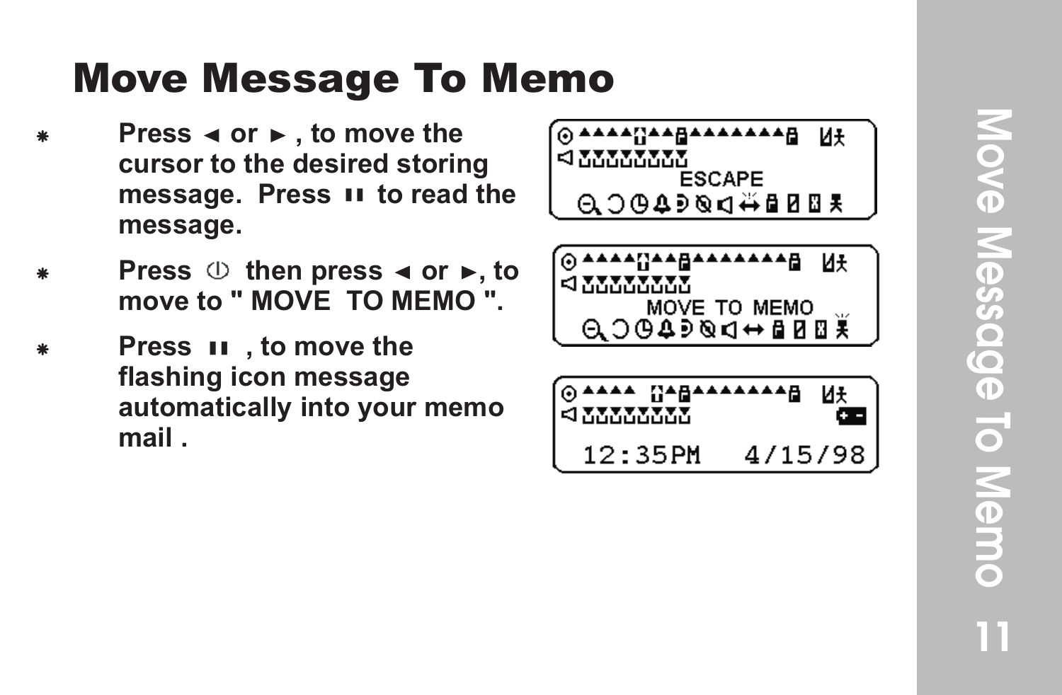# Move Message To Memo

- Press ◄ or ► , to move the cursor to the desired storing message. Press ▮▮ to read the message.
- Press ⏻ then press ◄ or ►, to move to " MOVE  TO MEMO ".
- Press ▮▮ , to move the flashing icon message automatically into your memo mail .

ESCAPE

MOVE TO MEMO

12:35PM   4/15/98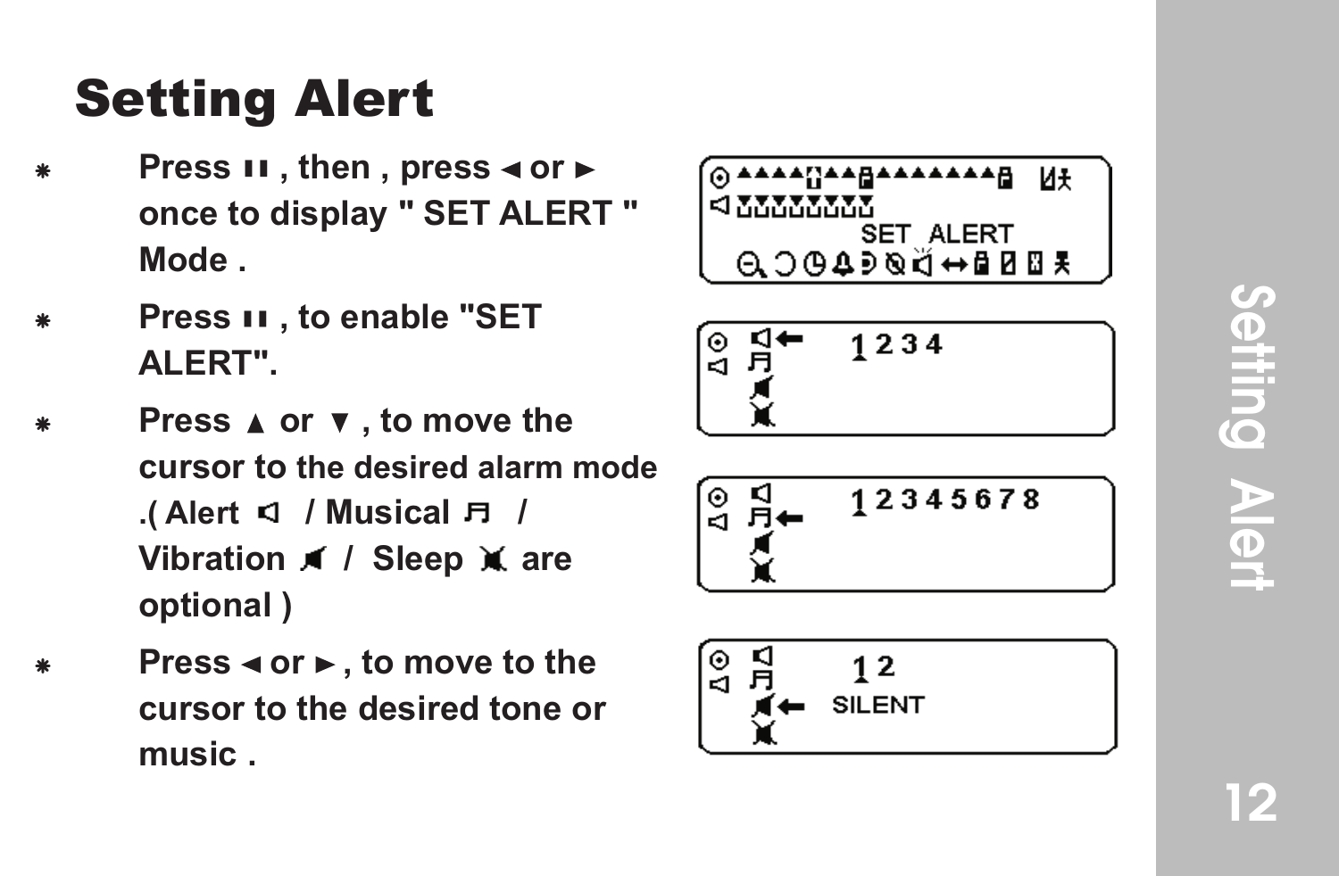# Setting Alert

- Press ▮▮ , then , press ◄ or ► once to display " SET ALERT " Mode .
- Press ▮▮ , to enable "SET ALERT".
- Press ▲ or ▼ , to move the cursor to the desired alarm mode .( Alert / Musical / Vibration / Sleep are optional )
- Press ◄ or ► , to move to the cursor to the desired tone or music .

SET ALERT

1 2 3 4

1 2 3 4 5 6 7 8

1 2

SILENT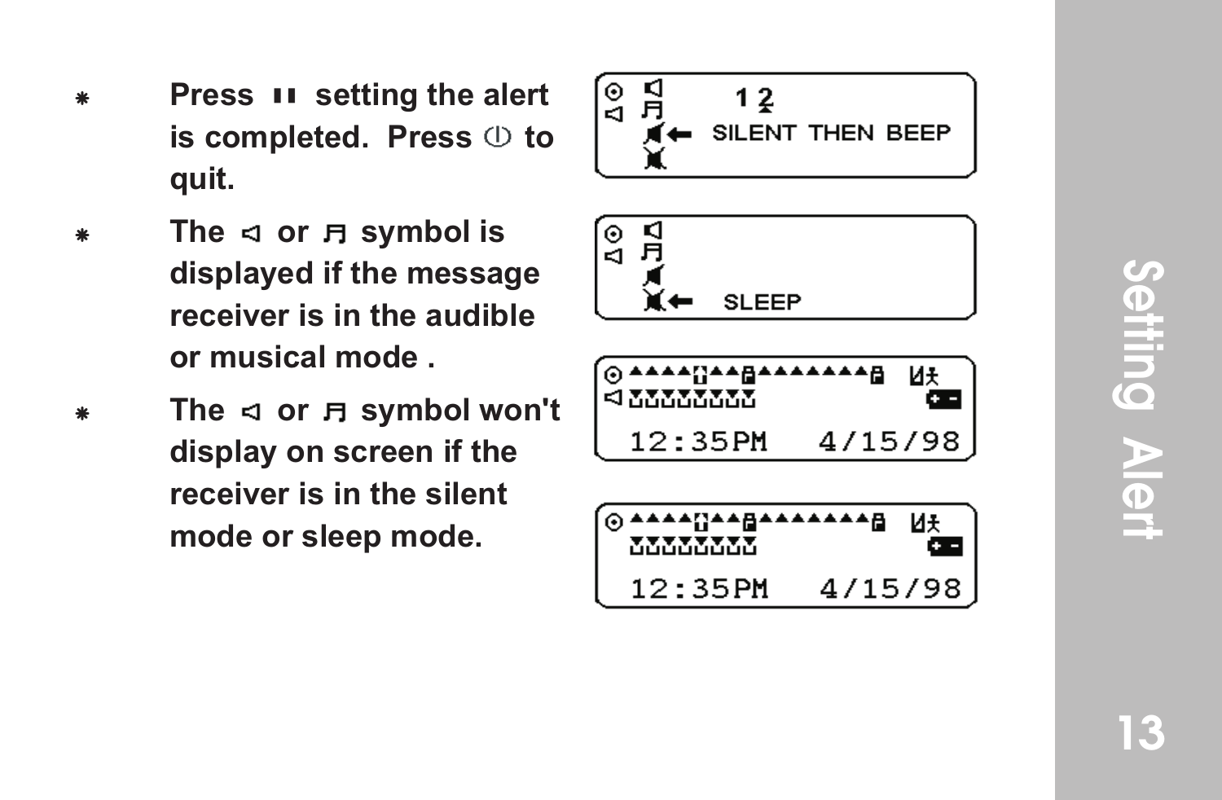- Press ❚❚ setting the alert is completed. Press ⏻ to quit.
- The ◁ or ♫ symbol is displayed if the message receiver is in the audible or musical mode .
- The ◁ or ♫ symbol won't display on screen if the receiver is in the silent mode or sleep mode.

SILENT THEN BEEP

SLEEP

12:35PM 4/15/98

12:35PM 4/15/98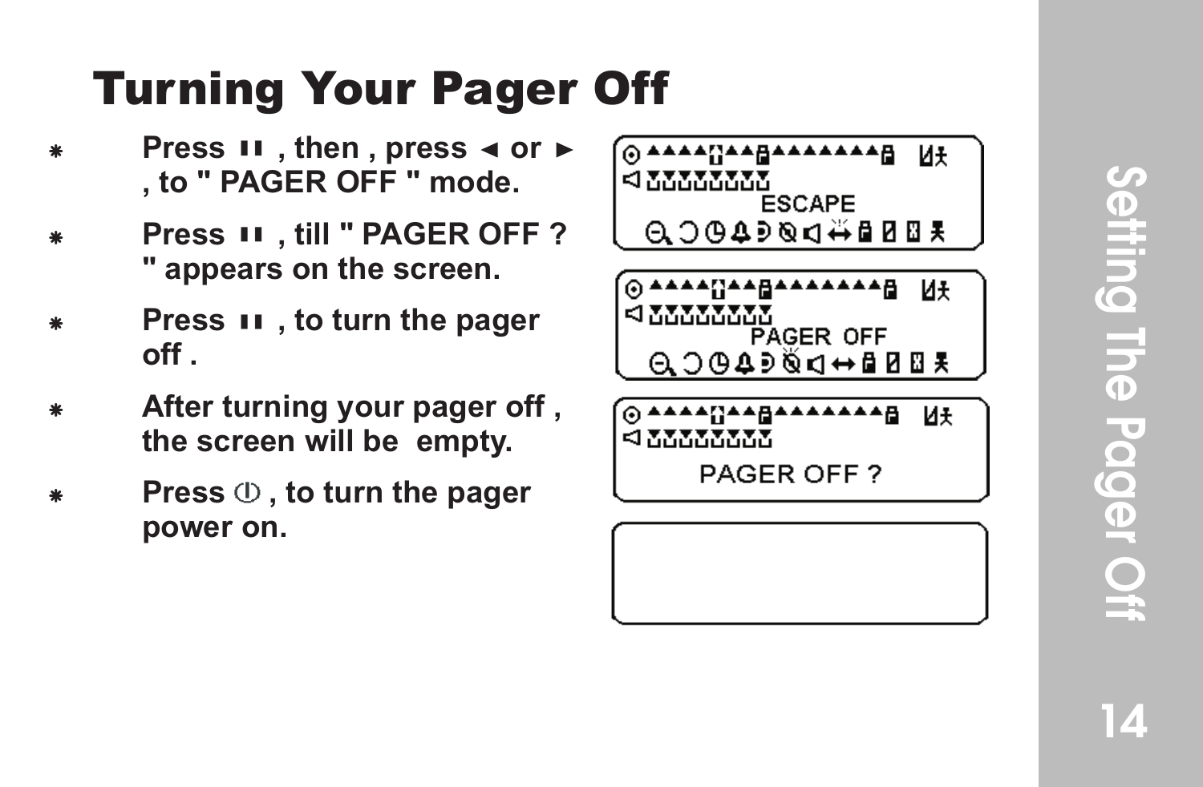# Turning Your Pager Off

- Press ▮▮ , then , press ◄ or ► , to " PAGER OFF " mode.
- Press ▮▮ , till " PAGER OFF ? " appears on the screen.
- Press ▮▮ , to turn the pager off .
- After turning your pager off , the screen will be empty.
- Press ⏀ , to turn the pager power on.

ESCAPE

PAGER OFF

PAGER OFF ?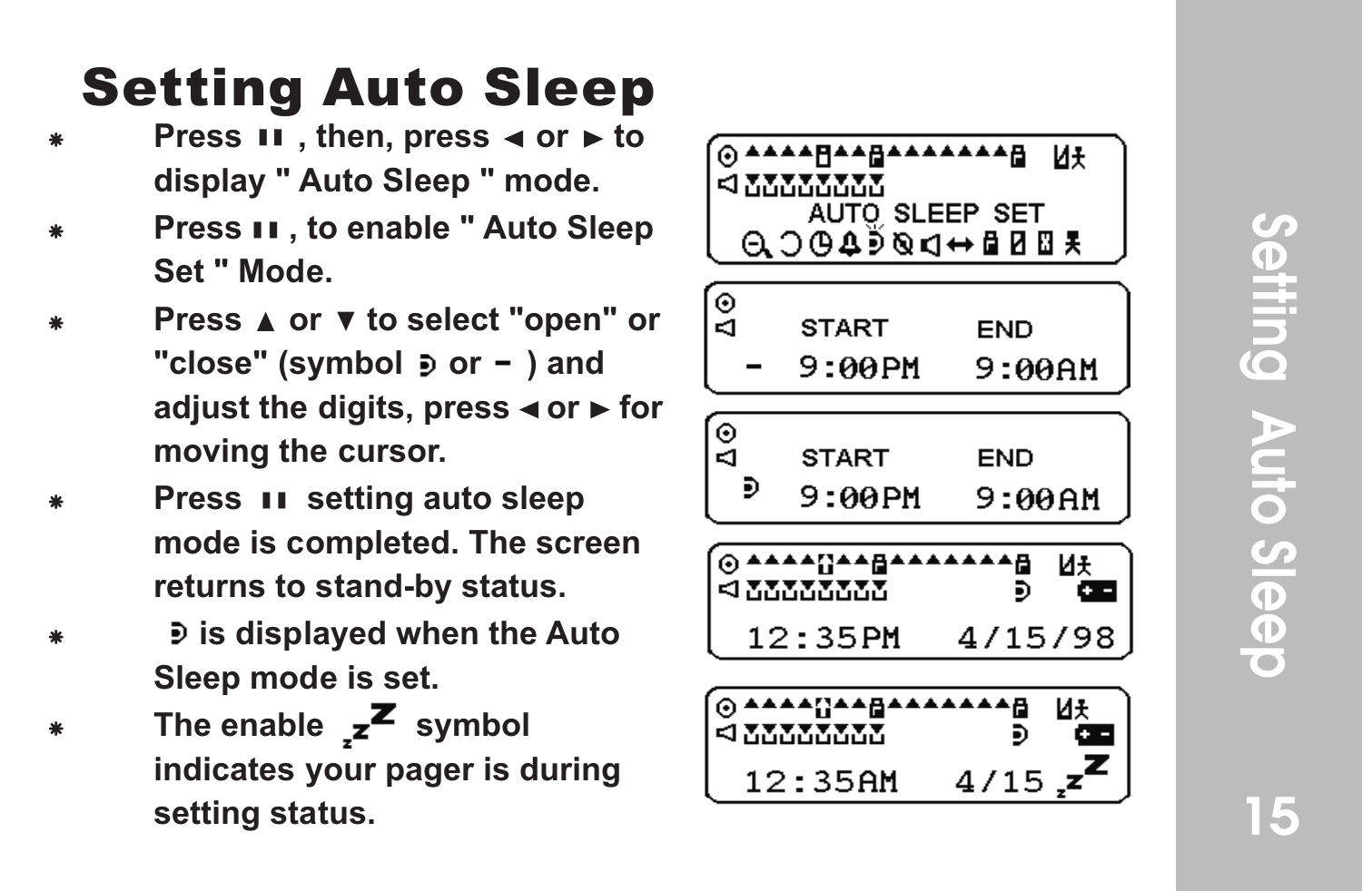# Setting Auto Sleep

- Press ▮▮ , then, press ◄ or ► to display " Auto Sleep " mode.
- Press ▮▮ , to enable " Auto Sleep Set " Mode.
- Press ▲ or ▼ to select "open" or "close" (symbol ⊅ or – ) and adjust the digits, press ◄ or ► for moving the cursor.
- Press ▮▮ setting auto sleep mode is completed. The screen returns to stand-by status.
- ⊅ is displayed when the Auto Sleep mode is set.
- The enable zZ symbol indicates your pager is during setting status.

```
AUTO SLEEP SET
```

```
START        END
-  9:00PM    9:00AM
```

```
START        END
⊅  9:00PM    9:00AM
```

```
12:35PM   4/15/98
```

```
12:35AM   4/15 zZ
```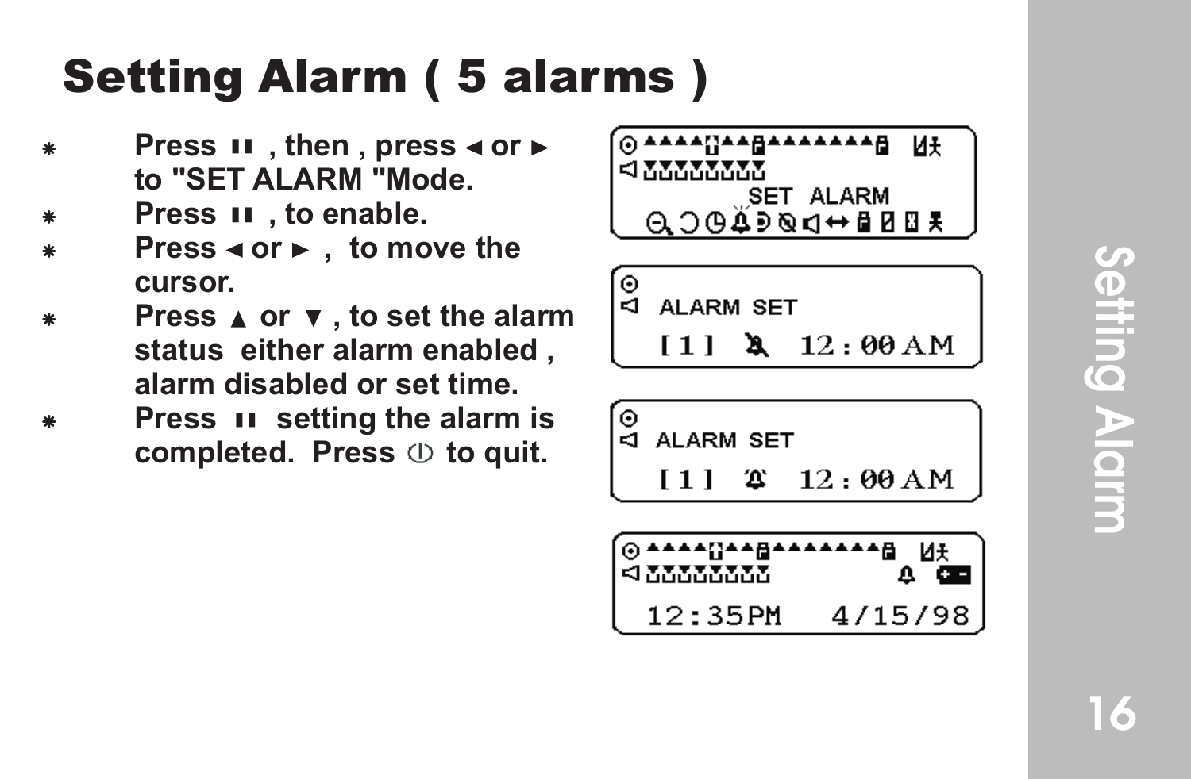# Setting Alarm ( 5 alarms )

- Press ▮▮ , then , press ◄ or ► to "SET ALARM "Mode.
- Press ▮▮ , to enable.
- Press ◄ or ► , to move the cursor.
- Press ▲ or ▼ , to set the alarm status either alarm enabled , alarm disabled or set time.
- Press ▮▮ setting the alarm is completed. Press ⏀ to quit.

SET ALARM

ALARM SET

[1] 12:00 AM

ALARM SET

[1] 12:00 AM

12:35PM 4/15/98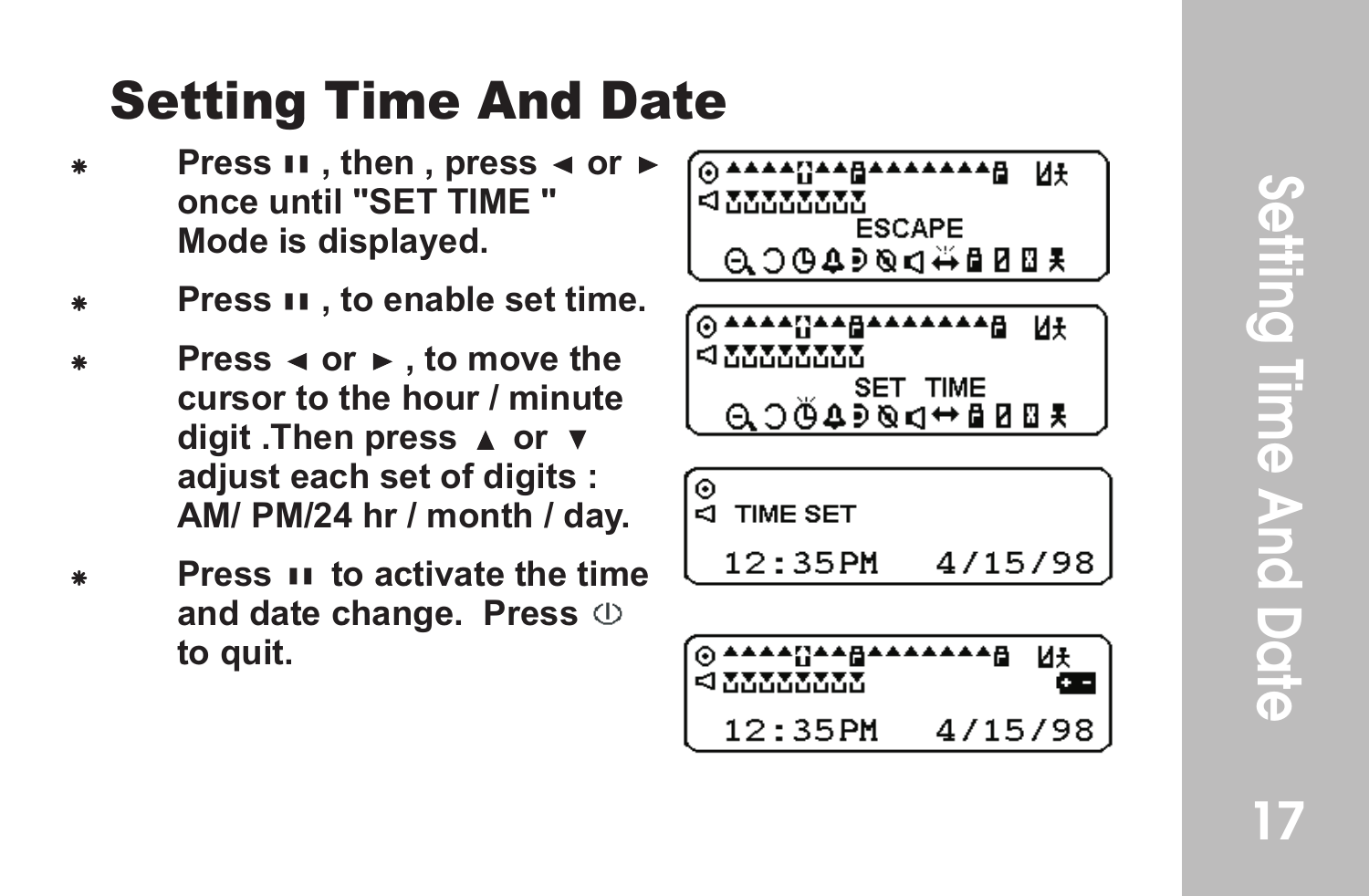# Setting Time And Date

- Press ▮▮ , then , press ◄ or ► once until "SET TIME " Mode is displayed.
- Press ▮▮ , to enable set time.
- Press ◄ or ► , to move the cursor to the hour / minute digit .Then press ▲ or ▼ adjust each set of digits : AM/ PM/24 hr / month / day.
- Press ▮▮ to activate the time and date change. Press ⏻ to quit.

ESCAPE

SET TIME

TIME SET

12:35PM 4/15/98

12:35PM 4/15/98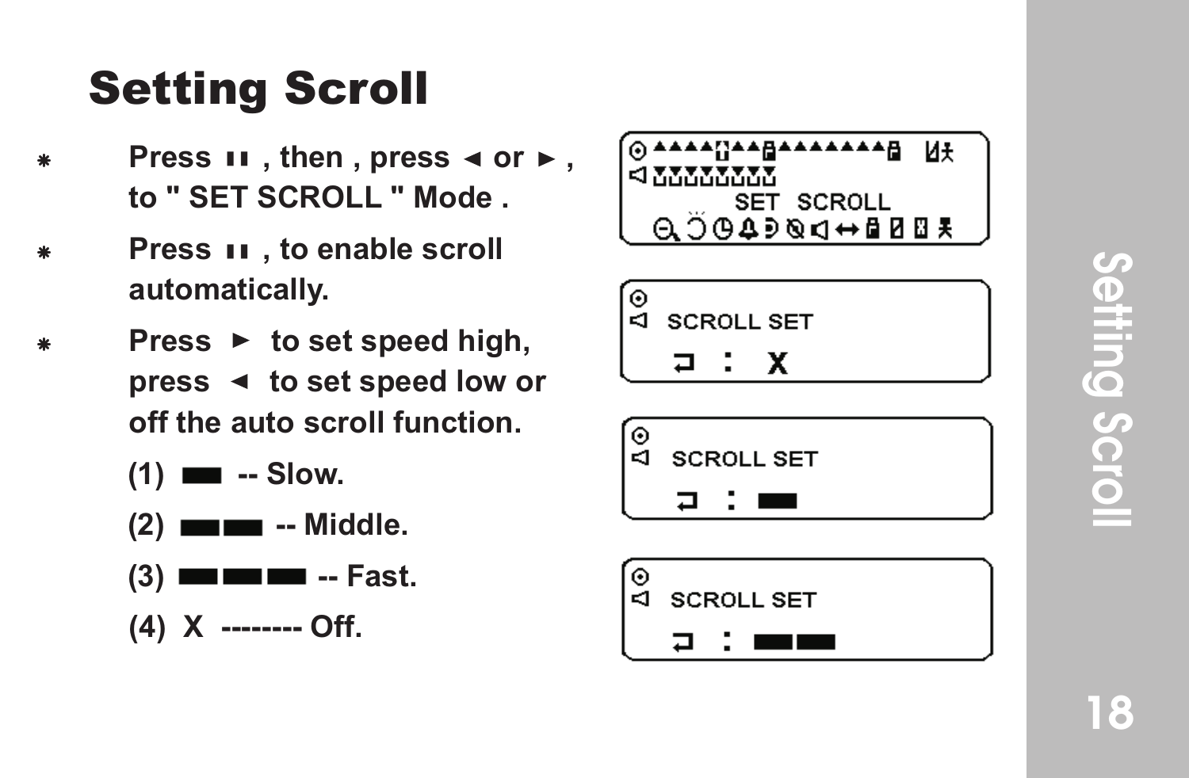# Setting Scroll

* Press ❚❚ , then , press ◄ or ► , to " SET SCROLL " Mode .
* Press ❚❚ , to enable scroll automatically.
* Press ► to set speed high, press ◄ to set speed low or off the auto scroll function.

  (1) ▬ -- Slow.

  (2) ▬▬ -- Middle.

  (3) ▬▬▬ -- Fast.

  (4) X -------- Off.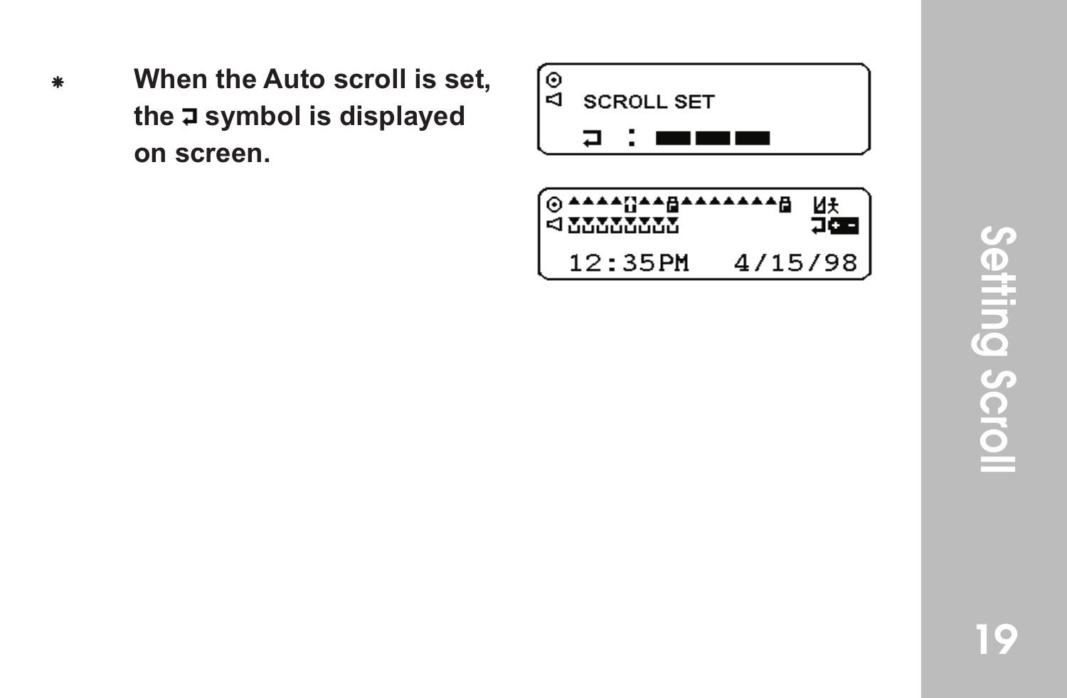* **When the Auto scroll is set, the ⮐ symbol is displayed on screen.**

SCROLL SET

⮐ : ▬▬▬

12:35PM 4/15/98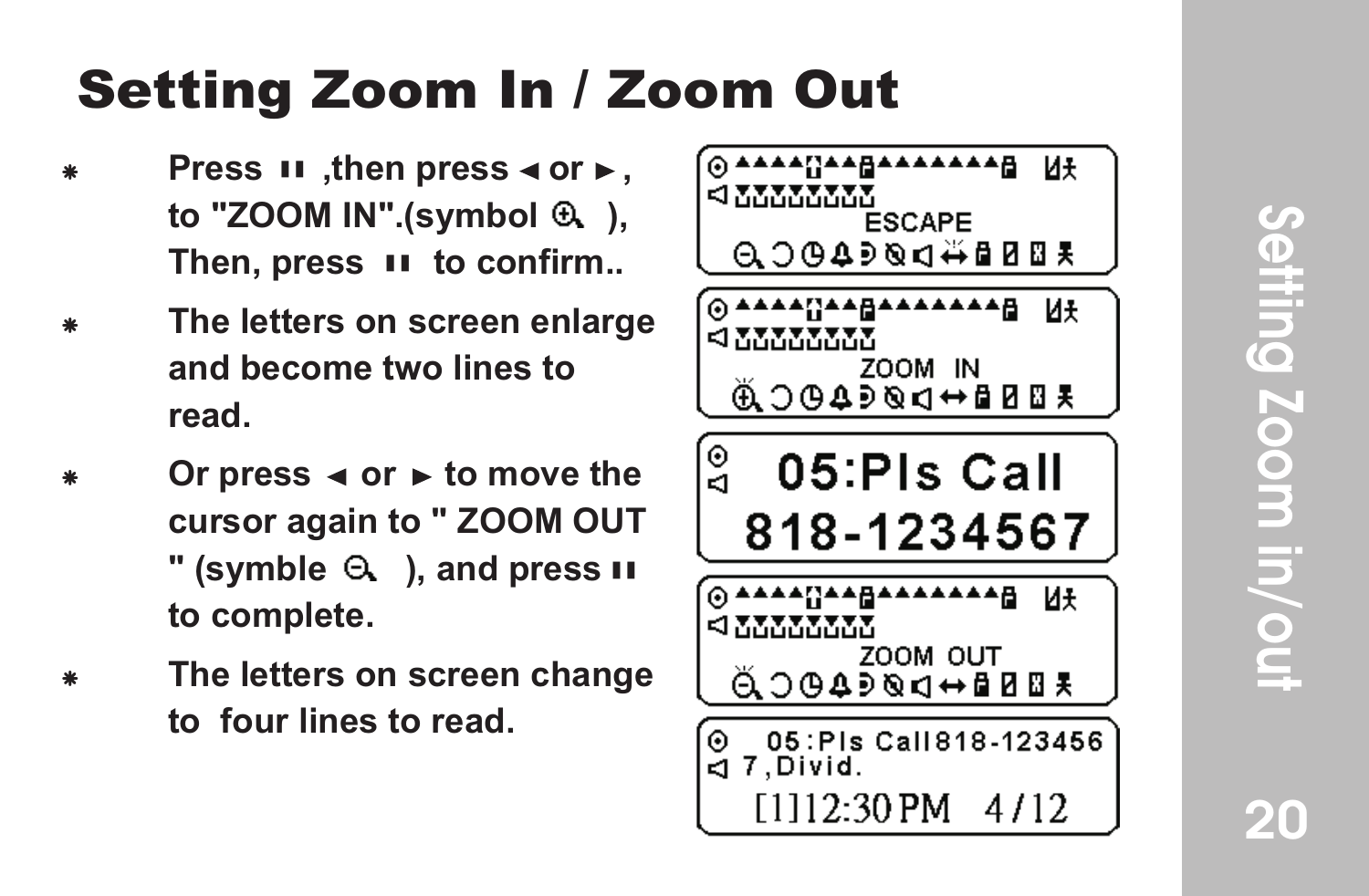# Setting Zoom In / Zoom Out

- Press ıı ,then press ◄ or ►, to "ZOOM IN".(symbol 🔍 ), Then, press ıı to confirm..
- The letters on screen enlarge and become two lines to read.
- Or press ◄ or ► to move the cursor again to " ZOOM OUT " (symble 🔍 ), and press ıı to complete.
- The letters on screen change to four lines to read.

ESCAPE

ZOOM IN

05:Pls Call
818-1234567

ZOOM OUT

05:Pls Call818-123456
7,Divid.
[1]12:30 PM 4/12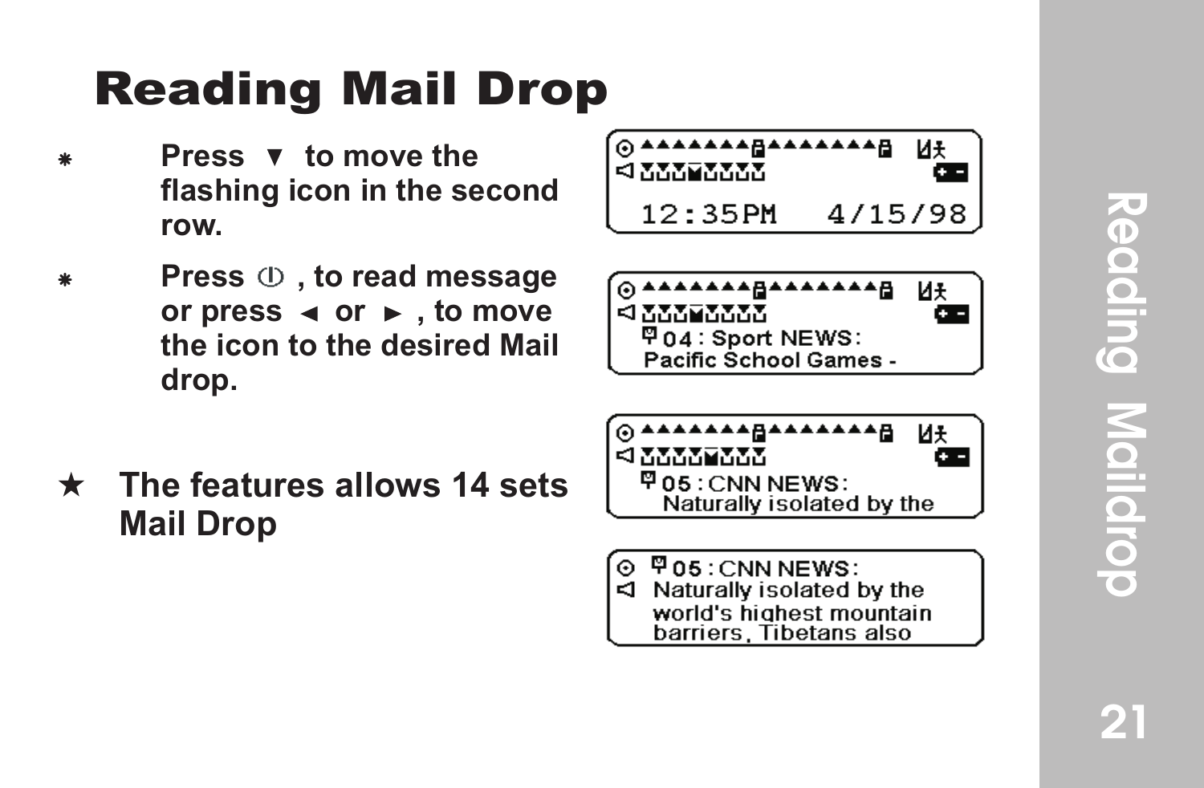# Reading Mail Drop

- Press ▼ to move the flashing icon in the second row.
- Press ⏀ , to read message or press ◄ or ► , to move the icon to the desired Mail drop.

★ **The features allows 14 sets Mail Drop**

12:35PM 4/15/98

04 : Sport NEWS:
Pacific School Games -

05 : CNN NEWS:
Naturally isolated by the

05 : CNN NEWS:
Naturally isolated by the
world's highest mountain
barriers, Tibetans also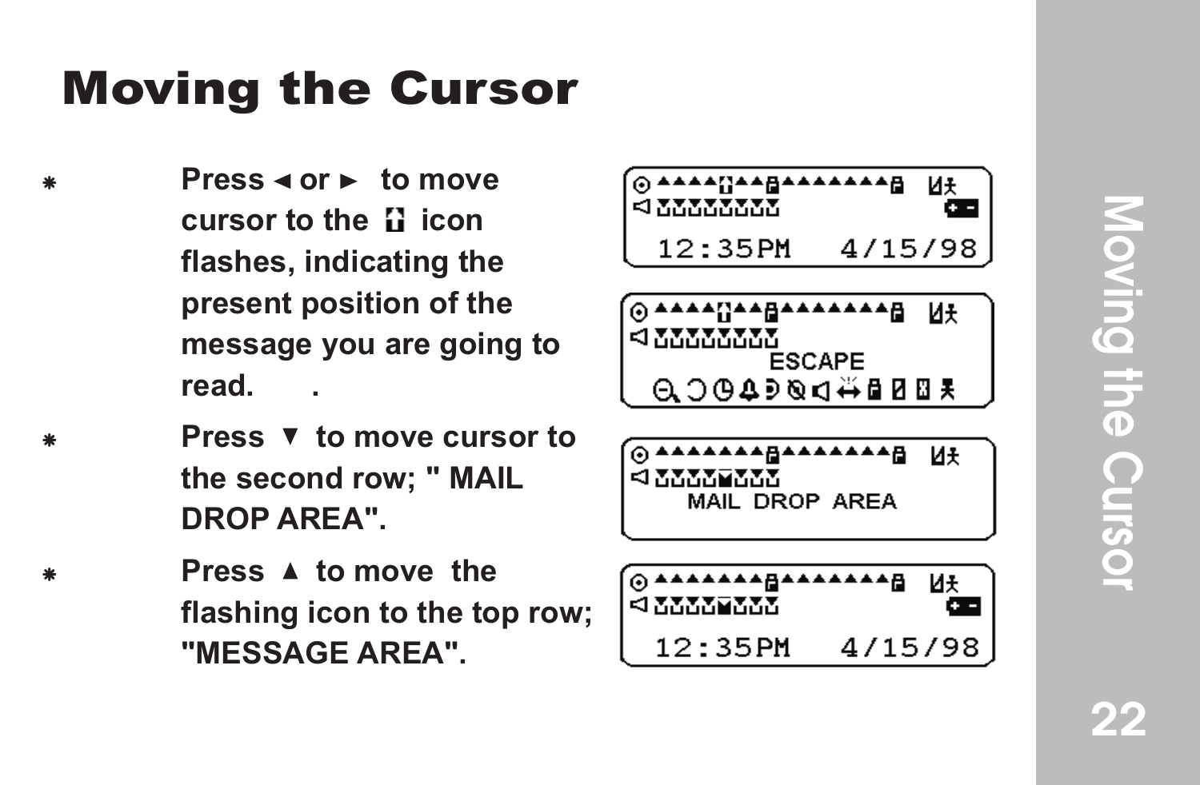# Moving the Cursor

- Press ◄ or ► to move cursor to the icon flashes, indicating the present position of the message you are going to read. .
- Press ▼ to move cursor to the second row; " MAIL DROP AREA".
- Press ▲ to move the flashing icon to the top row; "MESSAGE AREA".

12:35PM 4/15/98

ESCAPE

MAIL DROP AREA

12:35PM 4/15/98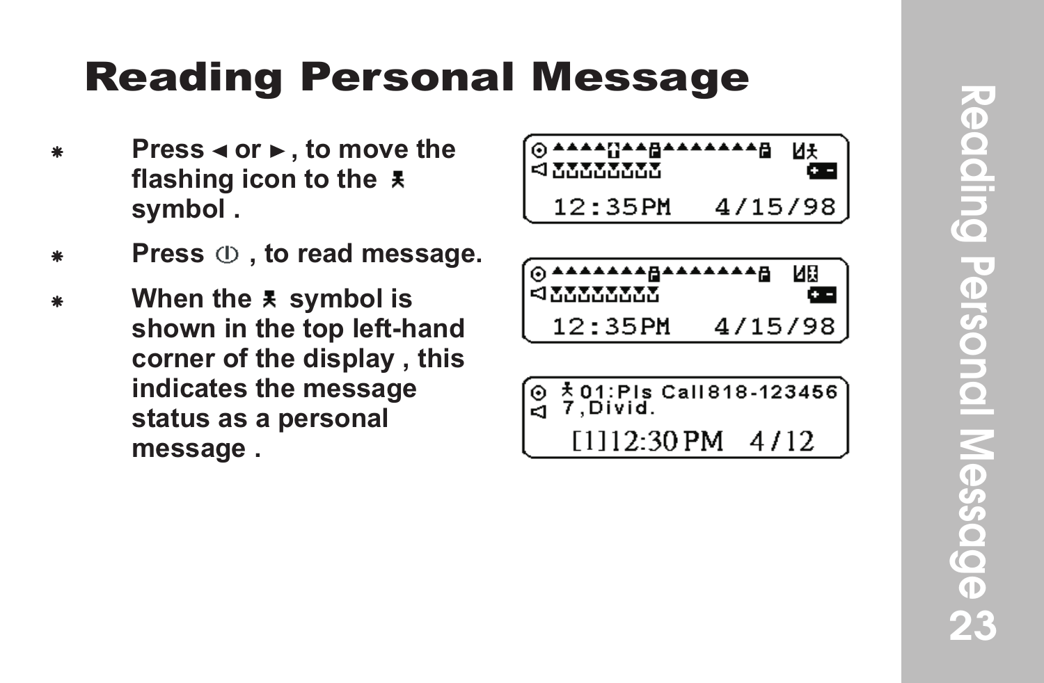# Reading Personal Message

- Press ◄ or ►, to move the flashing icon to the 𐀪 symbol .
- Press ⏀ , to read message.
- When the 𐀪 symbol is shown in the top left-hand corner of the display , this indicates the message status as a personal message .

```
12:35PM   4/15/98
```

```
12:35PM   4/15/98
```

```
01:Pls Call818-123456
7,Divid.
[1]12:30 PM   4/12
```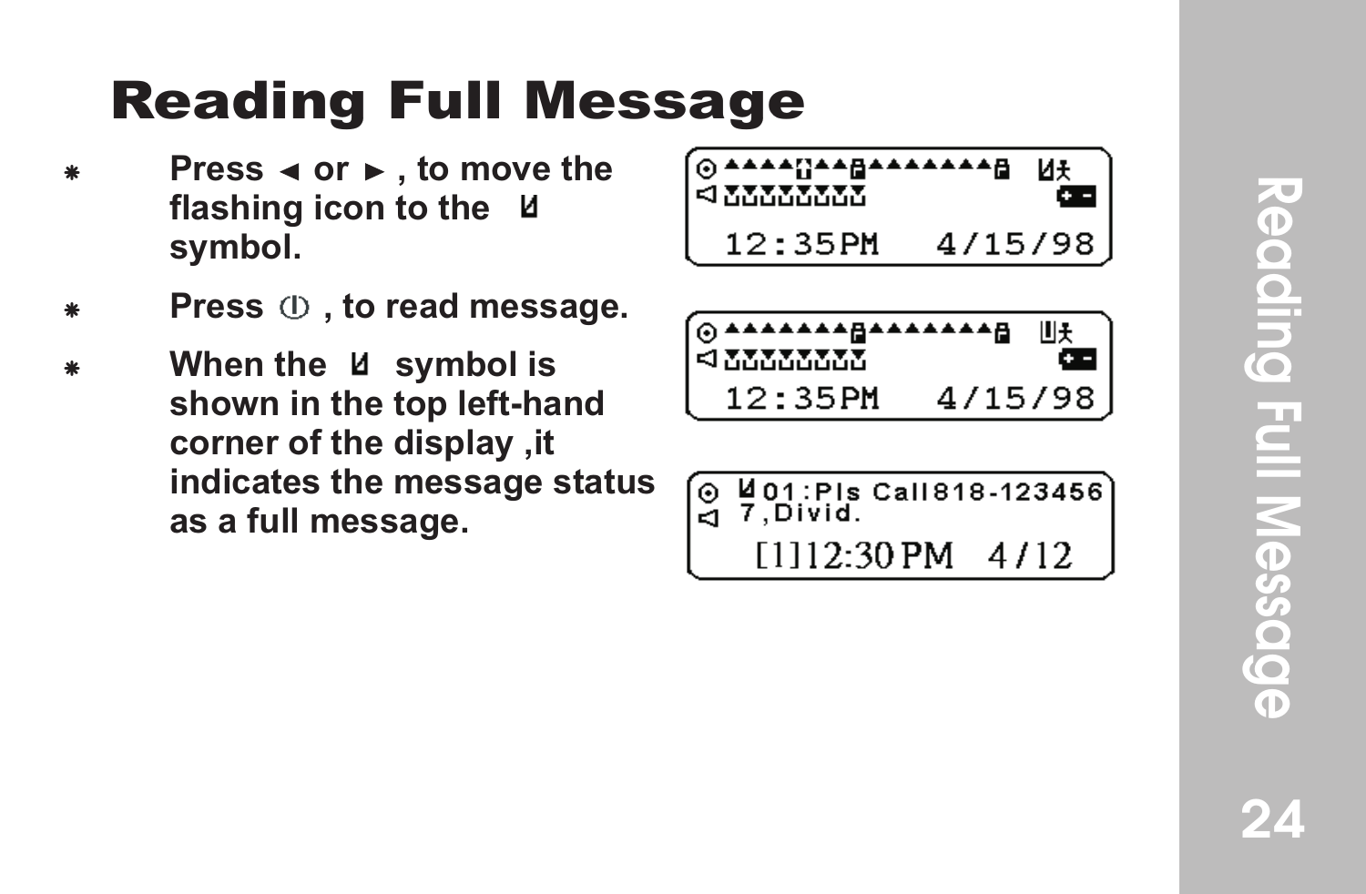# Reading Full Message

- Press ◄ or ►, to move the flashing icon to the ⊻ symbol.
- Press ⏀, to read message.
- When the ⊻ symbol is shown in the top left-hand corner of the display ,it indicates the message status as a full message.

```
12:35PM   4/15/98
```

```
12:35PM   4/15/98
```

```
⊻01:Pls Call818-123456
7,Divid.
[1]12:30PM   4/12
```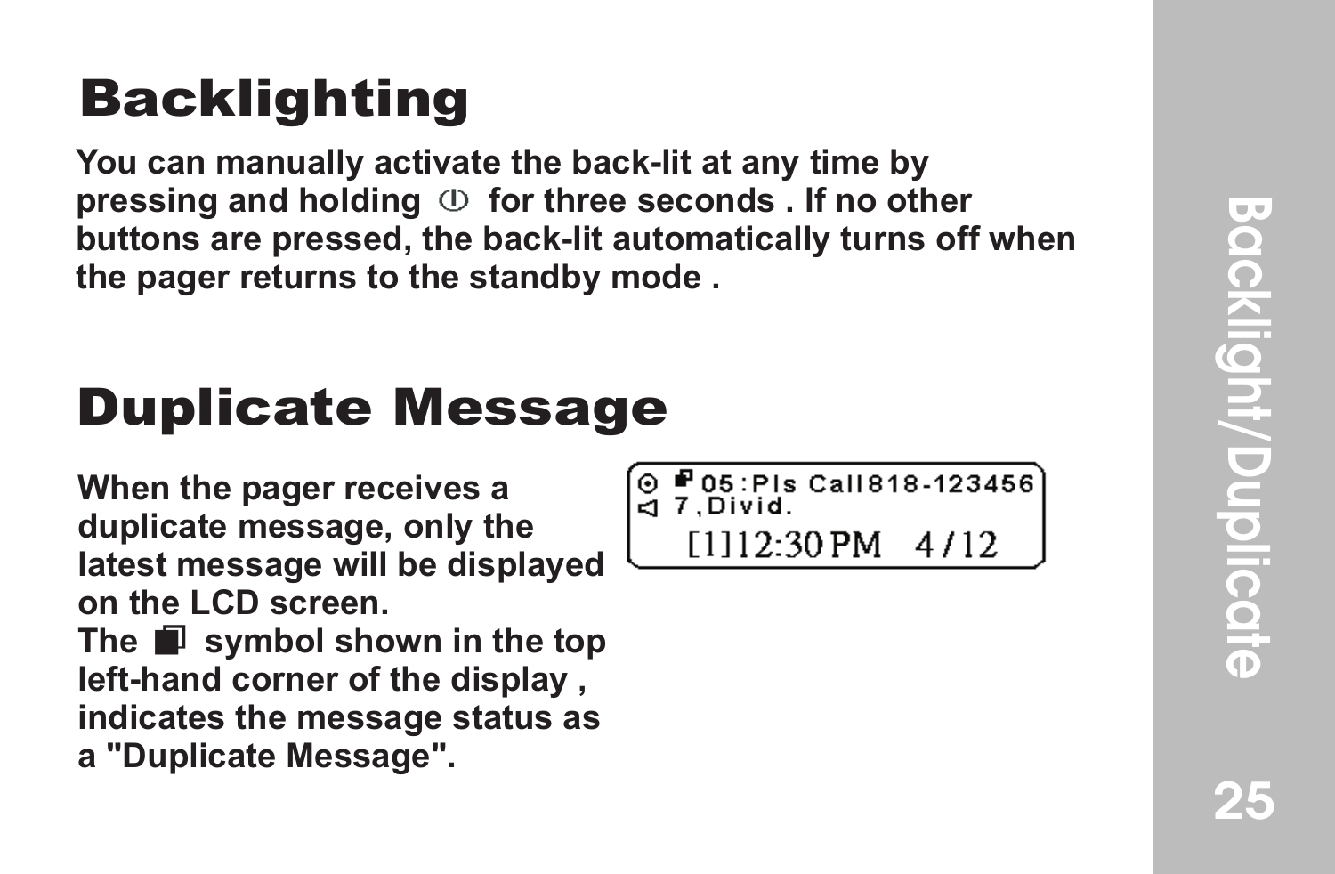# Backlighting

**You can manually activate the back-lit at any time by pressing and holding ⓘ for three seconds . If no other buttons are pressed, the back-lit automatically turns off when the pager returns to the standby mode .**

# Duplicate Message

**When the pager receives a duplicate message, only the latest message will be displayed on the LCD screen.**
**The ◘ symbol shown in the top left-hand corner of the display , indicates the message status as a "Duplicate Message".**

```
⊙ ◘05:Pls Call818-123456
◁ 7,Divid.
    [1]12:30 PM   4/12
```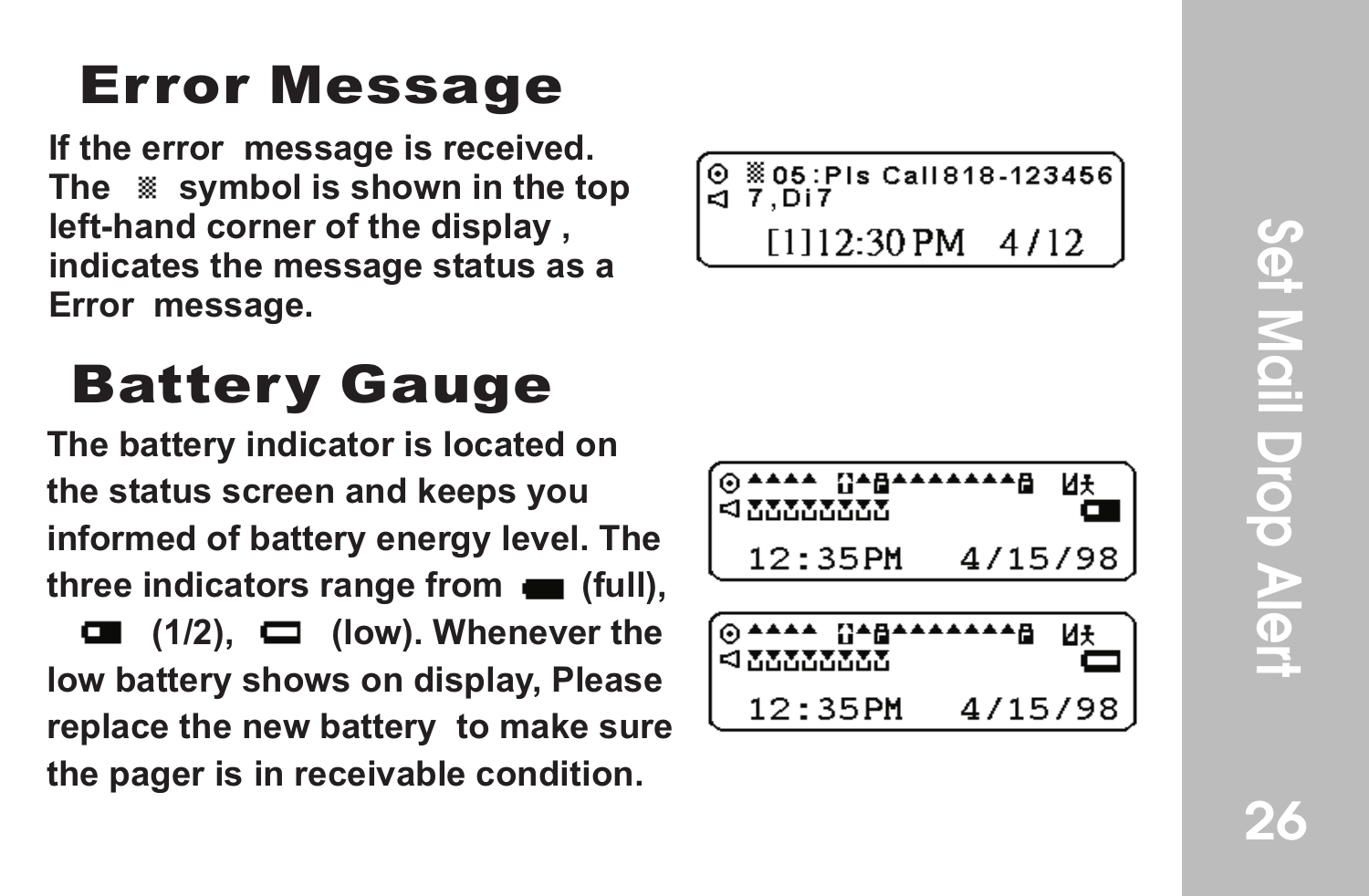# Error Message

If the error  message is received. The ▒ symbol is shown in the top left-hand corner of the display , indicates the message status as a Error  message.

# Battery Gauge

The battery indicator is located on the status screen and keeps you informed of battery energy level. The three indicators range from ▬ (full), ◧ (1/2), ▭ (low). Whenever the low battery shows on display, Please replace the new battery  to make sure the pager is in receivable condition.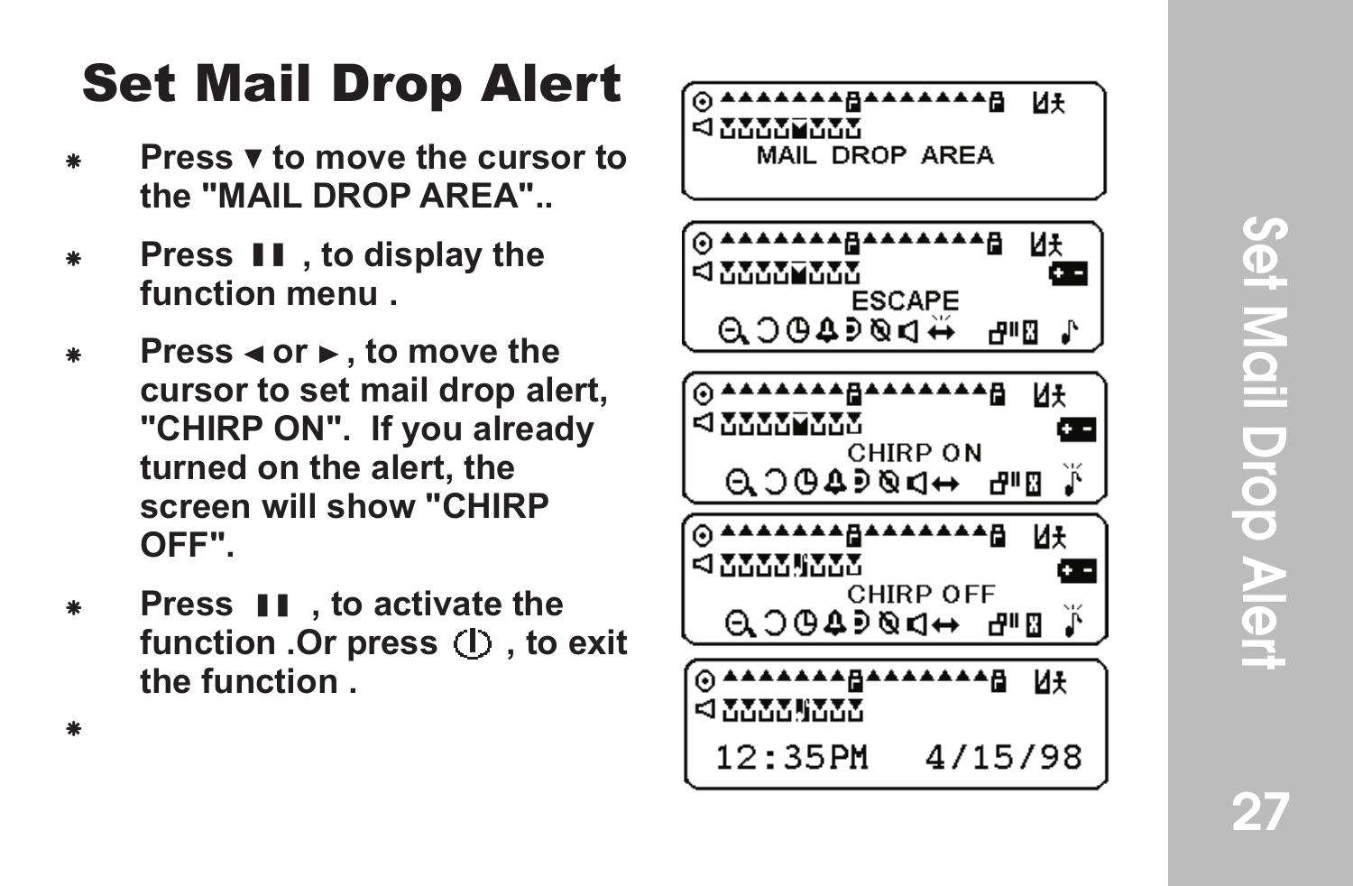# Set Mail Drop Alert

- Press ▼ to move the cursor to the "MAIL DROP AREA"..
- Press ▮▮ , to display the function menu .
- Press ◄ or ►, to move the cursor to set mail drop alert, "CHIRP ON". If you already turned on the alert, the screen will show "CHIRP OFF".
- Press ▮▮ , to activate the function .Or press ⏻ , to exit the function .

MAIL DROP AREA

ESCAPE

CHIRP ON

CHIRP OFF

12:35PM 4/15/98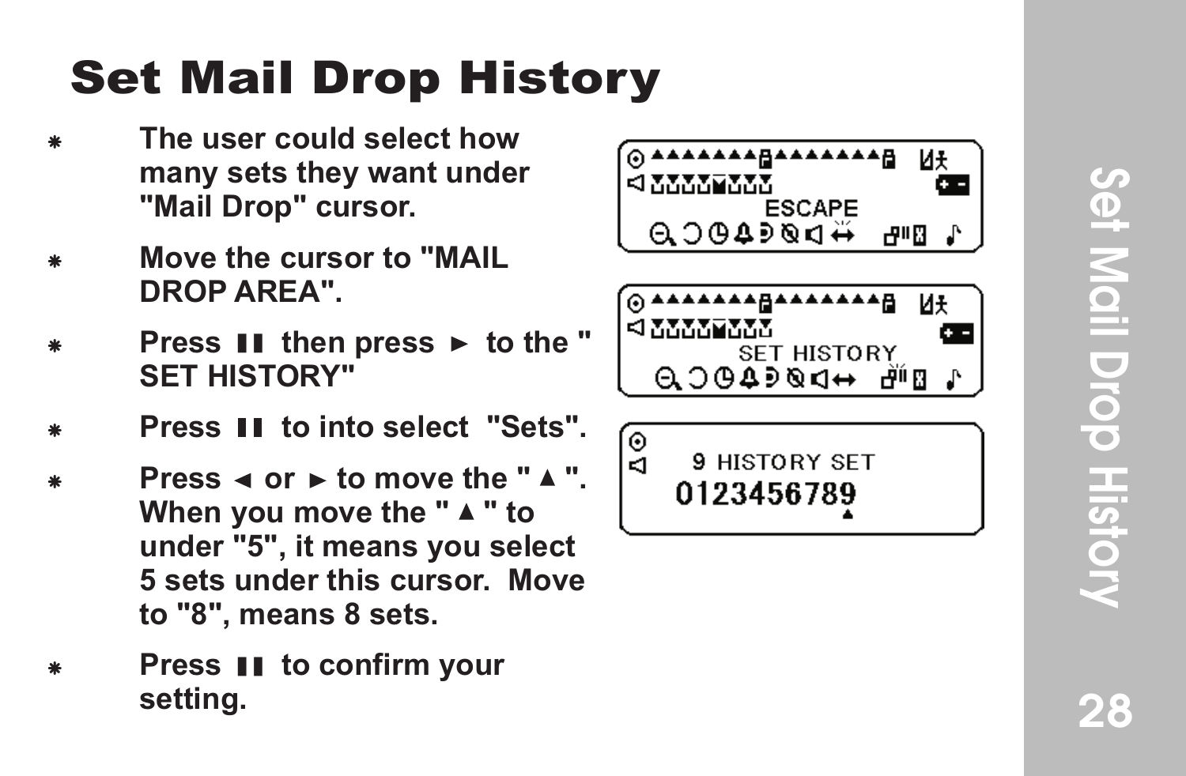# Set Mail Drop History

- The user could select how many sets they want under "Mail Drop" cursor.
- Move the cursor to "MAIL DROP AREA".
- Press ▮▮ then press ► to the " SET HISTORY"
- Press ▮▮ to into select "Sets".
- Press ◄ or ► to move the " ▲ ". When you move the " ▲ " to under "5", it means you select 5 sets under this cursor. Move to "8", means 8 sets.
- Press ▮▮ to confirm your setting.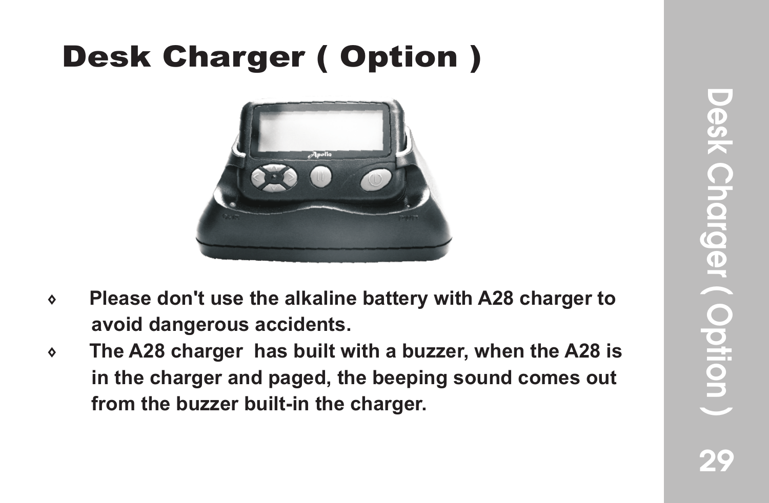# Desk Charger ( Option )

- Please don't use the alkaline battery with A28 charger to avoid dangerous accidents.
- The A28 charger  has built with a buzzer, when the A28 is in the charger and paged, the beeping sound comes out from the buzzer built-in the charger.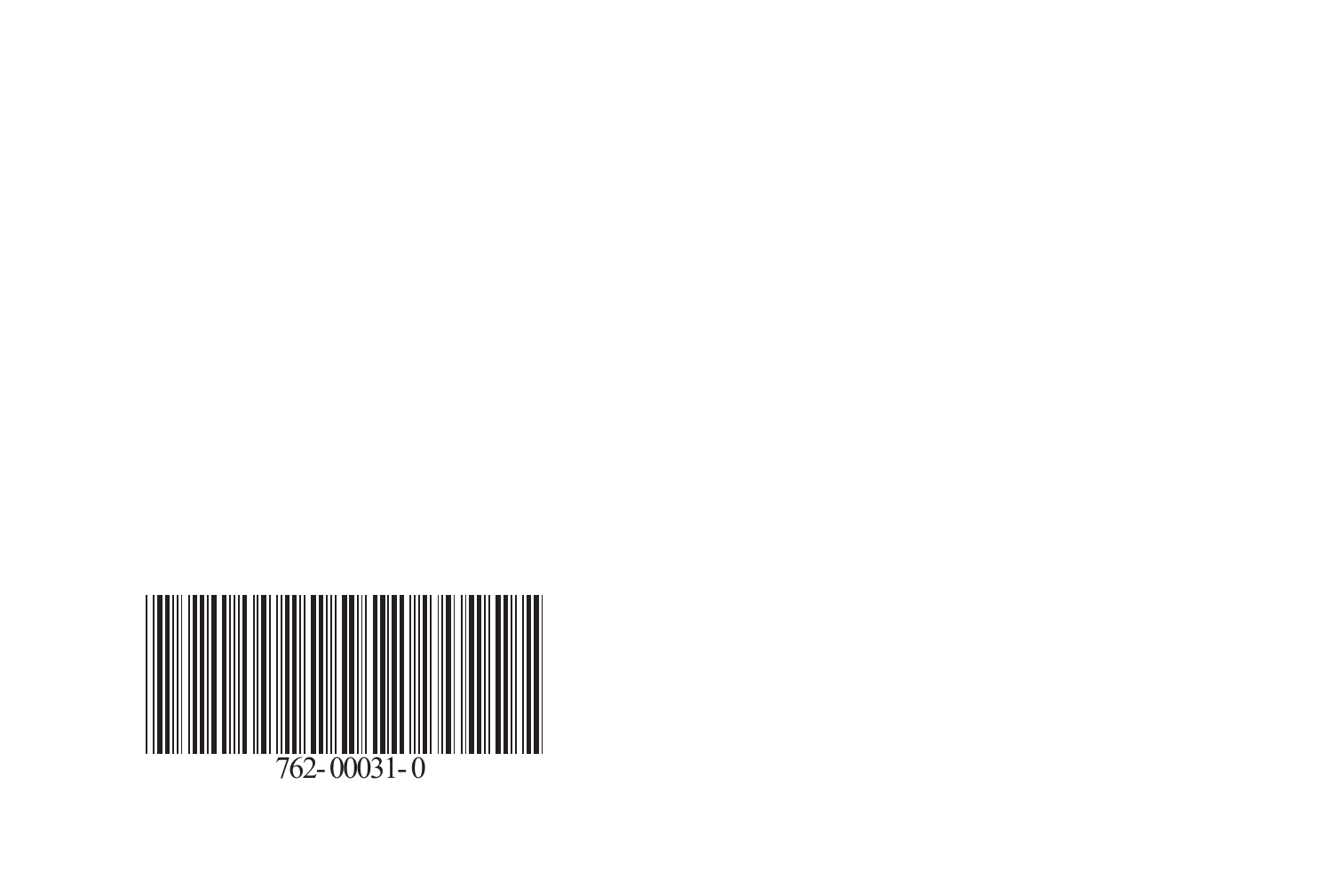762-00031-0